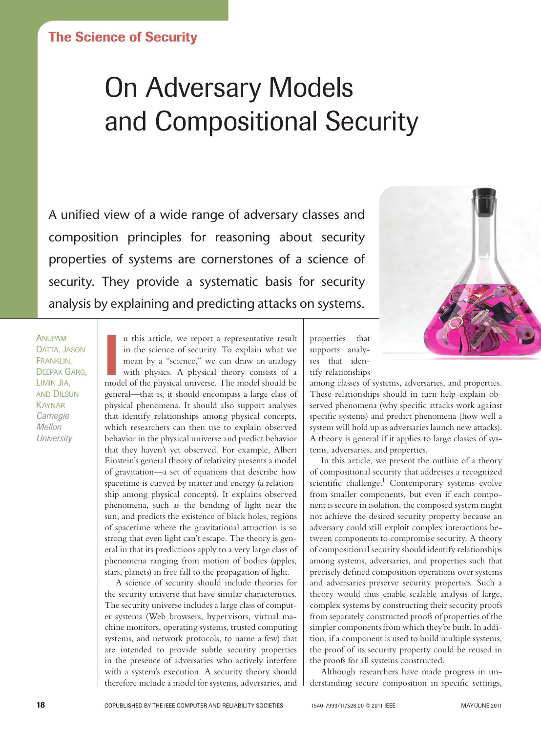# On Adversary Models and Compositional Security

A unified view of a wide range of adversary classes and composition principles for reasoning about security properties of systems are cornerstones of a science of security. They provide a systematic basis for security analysis by explaining and predicting attacks on systems.

Anupam Datta, Jason Franklin, Deepak Garg, Limin Jia, and Dilsun Kaynar
*Carnegie Mellon University*

In this article, we report a representative result in the science of security. To explain what we mean by a "science," we can draw an analogy with physics. A physical theory consists of a model of the physical universe. The model should be general—that is, it should encompass a large class of physical phenomena. It should also support analyses that identify relationships among physical concepts, which researchers can then use to explain observed behavior in the physical universe and predict behavior that they haven't yet observed. For example, Albert Einstein's general theory of relativity presents a model of gravitation—a set of equations that describe how spacetime is curved by matter and energy (a relationship among physical concepts). It explains observed phenomena, such as the bending of light near the sun, and predicts the existence of black holes, regions of spacetime where the gravitational attraction is so strong that even light can't escape. The theory is general in that its predictions apply to a very large class of phenomena ranging from motion of bodies (apples, stars, planets) in free fall to the propagation of light.

A science of security should include theories for the security universe that have similar characteristics. The security universe includes a large class of computer systems (Web browsers, hypervisors, virtual machine monitors, operating systems, trusted computing systems, and network protocols, to name a few) that are intended to provide subtle security properties in the presence of adversaries who actively interfere with a system's execution. A security theory should therefore include a model for systems, adversaries, and properties that supports analyses that identify relationships among classes of systems, adversaries, and properties. These relationships should in turn help explain observed phenomena (why specific attacks work against specific systems) and predict phenomena (how well a system will hold up as adversaries launch new attacks). A theory is general if it applies to large classes of systems, adversaries, and properties.

In this article, we present the outline of a theory of compositional security that addresses a recognized scientific challenge.[1] Contemporary systems evolve from smaller components, but even if each component is secure in isolation, the composed system might not achieve the desired security property because an adversary could still exploit complex interactions between components to compromise security. A theory of compositional security should identify relationships among systems, adversaries, and properties such that precisely defined composition operations over systems and adversaries preserve security properties. Such a theory would thus enable scalable analysis of large, complex systems by constructing their security proofs from separately constructed proofs of properties of the simpler components from which they're built. In addition, if a component is used to build multiple systems, the proof of its security property could be reused in the proofs for all systems constructed.

Although researchers have made progress in understanding secure composition in specific settings,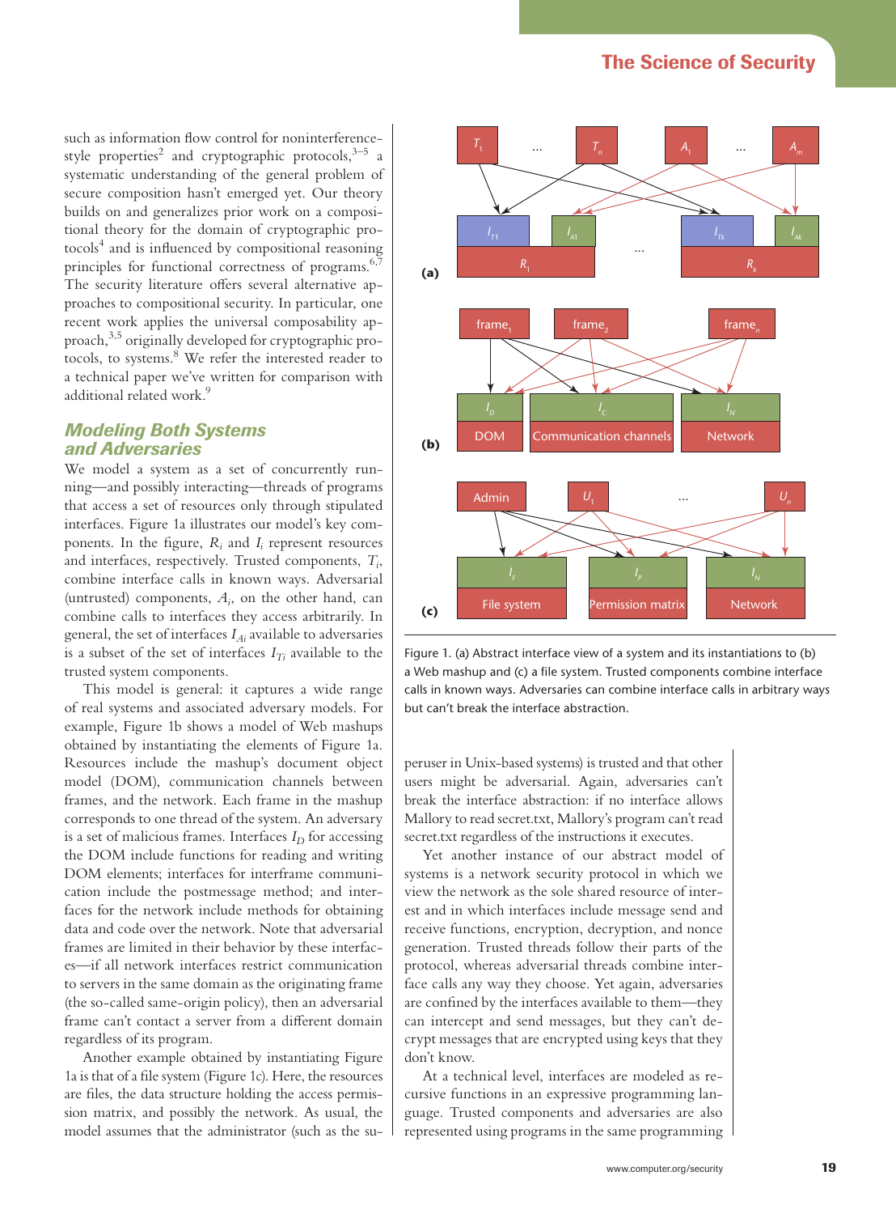such as information flow control for noninterference-style properties[2] and cryptographic protocols,[3–5] a systematic understanding of the general problem of secure composition hasn't emerged yet. Our theory builds on and generalizes prior work on a compositional theory for the domain of cryptographic protocols[4] and is influenced by compositional reasoning principles for functional correctness of programs.[6,7] The security literature offers several alternative approaches to compositional security. In particular, one recent work applies the universal composability approach,[3,5] originally developed for cryptographic protocols, to systems.[8] We refer the interested reader to a technical paper we've written for comparison with additional related work.[9]

## Modeling Both Systems and Adversaries

We model a system as a set of concurrently running—and possibly interacting—threads of programs that access a set of resources only through stipulated interfaces. Figure 1a illustrates our model's key components. In the figure, $R_i$ and $I_i$ represent resources and interfaces, respectively. Trusted components, $T_i$, combine interface calls in known ways. Adversarial (untrusted) components, $A_i$, on the other hand, can combine calls to interfaces they access arbitrarily. In general, the set of interfaces $I_{Ai}$ available to adversaries is a subset of the set of interfaces $I_{Ti}$ available to the trusted system components.

This model is general: it captures a wide range of real systems and associated adversary models. For example, Figure 1b shows a model of Web mashups obtained by instantiating the elements of Figure 1a. Resources include the mashup's document object model (DOM), communication channels between frames, and the network. Each frame in the mashup corresponds to one thread of the system. An adversary is a set of malicious frames. Interfaces $I_D$ for accessing the DOM include functions for reading and writing DOM elements; interfaces for interframe communication include the postmessage method; and interfaces for the network include methods for obtaining data and code over the network. Note that adversarial frames are limited in their behavior by these interfaces—if all network interfaces restrict communication to servers in the same domain as the originating frame (the so-called same-origin policy), then an adversarial frame can't contact a server from a different domain regardless of its program.

Another example obtained by instantiating Figure 1a is that of a file system (Figure 1c). Here, the resources are files, the data structure holding the access permission matrix, and possibly the network. As usual, the model assumes that the administrator (such as the superuser in Unix-based systems) is trusted and that other users might be adversarial. Again, adversaries can't break the interface abstraction: if no interface allows Mallory to read secret.txt, Mallory's program can't read secret.txt regardless of the instructions it executes.

Yet another instance of our abstract model of systems is a network security protocol in which we view the network as the sole shared resource of interest and in which interfaces include message send and receive functions, encryption, decryption, and nonce generation. Trusted threads follow their parts of the protocol, whereas adversarial threads combine interface calls any way they choose. Yet again, adversaries are confined by the interfaces available to them—they can intercept and send messages, but they can't decrypt messages that are encrypted using keys that they don't know.

At a technical level, interfaces are modeled as recursive functions in an expressive programming language. Trusted components and adversaries are also represented using programs in the same programming

Figure 1. (a) Abstract interface view of a system and its instantiations to (b) a Web mashup and (c) a file system. Trusted components combine interface calls in known ways. Adversaries can combine interface calls in arbitrary ways but can't break the interface abstraction.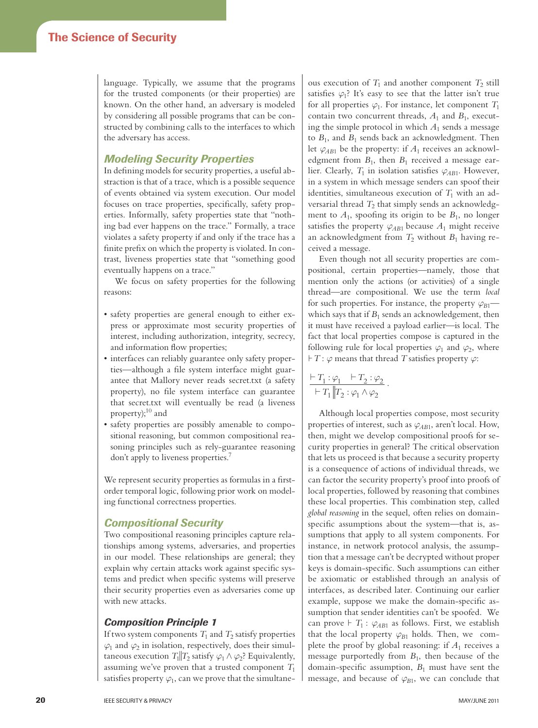language. Typically, we assume that the programs for the trusted components (or their properties) are known. On the other hand, an adversary is modeled by considering all possible programs that can be constructed by combining calls to the interfaces to which the adversary has access.

## Modeling Security Properties

In defining models for security properties, a useful abstraction is that of a trace, which is a possible sequence of events obtained via system execution. Our model focuses on trace properties, specifically, safety properties. Informally, safety properties state that "nothing bad ever happens on the trace." Formally, a trace violates a safety property if and only if the trace has a finite prefix on which the property is violated. In contrast, liveness properties state that "something good eventually happens on a trace."

We focus on safety properties for the following reasons:

- safety properties are general enough to either express or approximate most security properties of interest, including authorization, integrity, secrecy, and information flow properties;
- interfaces can reliably guarantee only safety properties—although a file system interface might guarantee that Mallory never reads secret.txt (a safety property), no file system interface can guarantee that secret.txt will eventually be read (a liveness property);[10] and
- safety properties are possibly amenable to compositional reasoning, but common compositional reasoning principles such as rely-guarantee reasoning don't apply to liveness properties.[7]

We represent security properties as formulas in a first-order temporal logic, following prior work on modeling functional correctness properties.

## Compositional Security

Two compositional reasoning principles capture relationships among systems, adversaries, and properties in our model. These relationships are general; they explain why certain attacks work against specific systems and predict when specific systems will preserve their security properties even as adversaries come up with new attacks.

### Composition Principle 1

If two system components $T_1$ and $T_2$ satisfy properties $\varphi_1$ and $\varphi_2$ in isolation, respectively, does their simultaneous execution $T_1 \| T_2$ satisfy $\varphi_1 \wedge \varphi_2$? Equivalently, assuming we've proven that a trusted component $T_1$ satisfies property $\varphi_1$, can we prove that the simultaneous execution of $T_1$ and another component $T_2$ still satisfies $\varphi_1$? It's easy to see that the latter isn't true for all properties $\varphi_1$. For instance, let component $T_1$ contain two concurrent threads, $A_1$ and $B_1$, executing the simple protocol in which $A_1$ sends a message to $B_1$, and $B_1$ sends back an acknowledgment. Then let $\varphi_{AB1}$ be the property: if $A_1$ receives an acknowledgment from $B_1$, then $B_1$ received a message earlier. Clearly, $T_1$ in isolation satisfies $\varphi_{AB1}$. However, in a system in which message senders can spoof their identities, simultaneous execution of $T_1$ with an adversarial thread $T_2$ that simply sends an acknowledgment to $A_1$, spoofing its origin to be $B_1$, no longer satisfies the property $\varphi_{AB1}$ because $A_1$ might receive an acknowledgment from $T_2$ without $B_1$ having received a message.

Even though not all security properties are compositional, certain properties—namely, those that mention only the actions (or activities) of a single thread—are compositional. We use the term *local* for such properties. For instance, the property $\varphi_{B1}$—which says that if $B_1$ sends an acknowledgement, then it must have received a payload earlier—is local. The fact that local properties compose is captured in the following rule for local properties $\varphi_1$ and $\varphi_2$, where $\vdash T : \varphi$ means that thread $T$ satisfies property $\varphi$:

$$\frac{\vdash T_1 : \varphi_1 \quad \vdash T_2 : \varphi_2}{\vdash T_1 \| T_2 : \varphi_1 \wedge \varphi_2}.$$

Although local properties compose, most security properties of interest, such as $\varphi_{AB1}$, aren't local. How, then, might we develop compositional proofs for security properties in general? The critical observation that lets us proceed is that because a security property is a consequence of actions of individual threads, we can factor the security property's proof into proofs of local properties, followed by reasoning that combines these local properties. This combination step, called *global reasoning* in the sequel, often relies on domain-specific assumptions about the system—that is, assumptions that apply to all system components. For instance, in network protocol analysis, the assumption that a message can't be decrypted without proper keys is domain-specific. Such assumptions can either be axiomatic or established through an analysis of interfaces, as described later. Continuing our earlier example, suppose we make the domain-specific assumption that sender identities can't be spoofed. We can prove $\vdash T_1 : \varphi_{AB1}$ as follows. First, we establish that the local property $\varphi_{B1}$ holds. Then, we complete the proof by global reasoning: if $A_1$ receives a message purportedly from $B_1$, then because of the domain-specific assumption, $B_1$ must have sent the message, and because of $\varphi_{B1}$, we can conclude that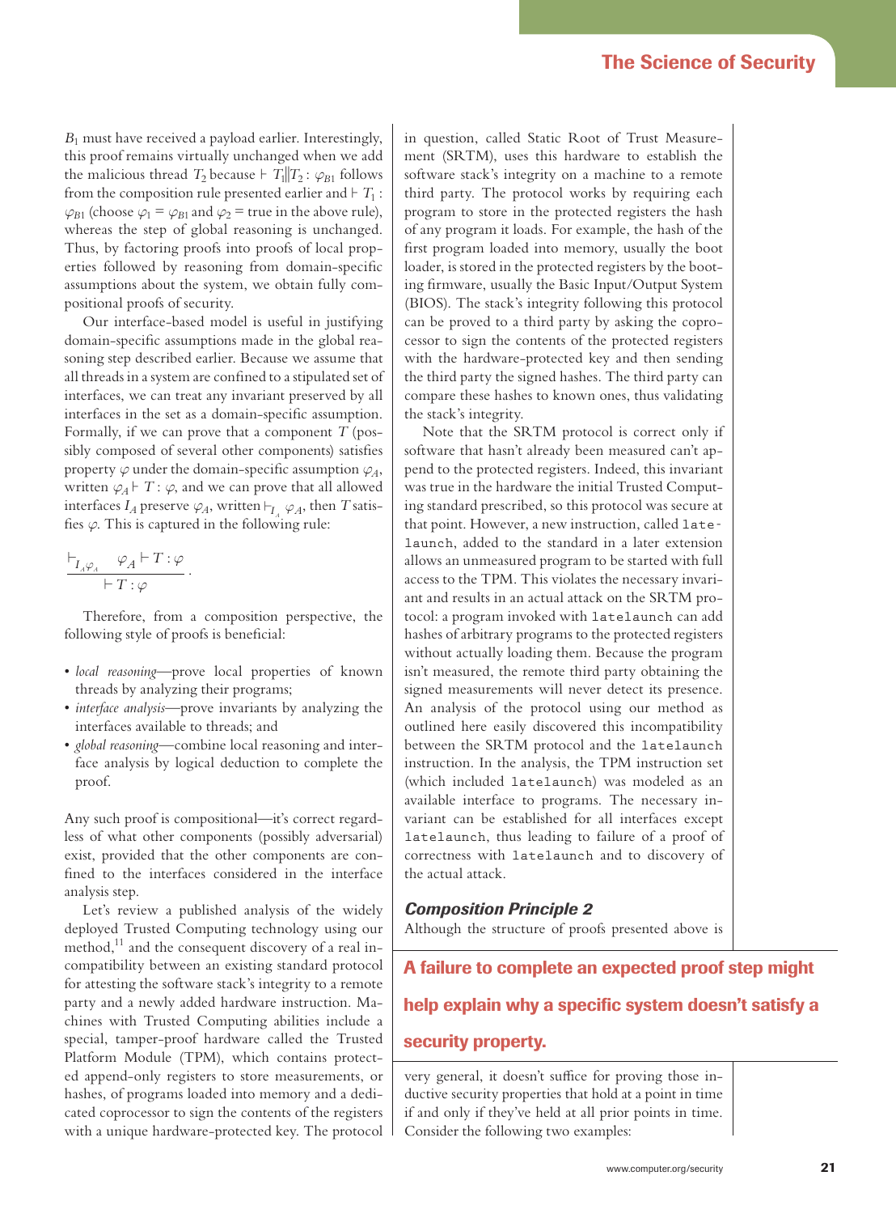$B_1$ must have received a payload earlier. Interestingly, this proof remains virtually unchanged when we add the malicious thread $T_2$ because $\vdash T_1 \| T_2 : \varphi_{B1}$ follows from the composition rule presented earlier and $\vdash T_1 : \varphi_{B1}$ (choose $\varphi_1 = \varphi_{B1}$ and $\varphi_2 =$ true in the above rule), whereas the step of global reasoning is unchanged. Thus, by factoring proofs into proofs of local properties followed by reasoning from domain-specific assumptions about the system, we obtain fully compositional proofs of security.

Our interface-based model is useful in justifying domain-specific assumptions made in the global reasoning step described earlier. Because we assume that all threads in a system are confined to a stipulated set of interfaces, we can treat any invariant preserved by all interfaces in the set as a domain-specific assumption. Formally, if we can prove that a component $T$ (possibly composed of several other components) satisfies property $\varphi$ under the domain-specific assumption $\varphi_A$, written $\varphi_A \vdash T : \varphi$, and we can prove that all allowed interfaces $I_A$ preserve $\varphi_A$, written $\vdash_{I_A} \varphi_A$, then $T$ satisfies $\varphi$. This is captured in the following rule:

$$\frac{\vdash_{I_A \varphi_A} \quad \varphi_A \vdash T : \varphi}{\vdash T : \varphi}.$$

Therefore, from a composition perspective, the following style of proofs is beneficial:

- *local reasoning*—prove local properties of known threads by analyzing their programs;
- *interface analysis*—prove invariants by analyzing the interfaces available to threads; and
- *global reasoning*—combine local reasoning and interface analysis by logical deduction to complete the proof.

Any such proof is compositional—it's correct regardless of what other components (possibly adversarial) exist, provided that the other components are confined to the interfaces considered in the interface analysis step.

Let's review a published analysis of the widely deployed Trusted Computing technology using our method,[11] and the consequent discovery of a real incompatibility between an existing standard protocol for attesting the software stack's integrity to a remote party and a newly added hardware instruction. Machines with Trusted Computing abilities include a special, tamper-proof hardware called the Trusted Platform Module (TPM), which contains protected append-only registers to store measurements, or hashes, of programs loaded into memory and a dedicated coprocessor to sign the contents of the registers with a unique hardware-protected key. The protocol in question, called Static Root of Trust Measurement (SRTM), uses this hardware to establish the software stack's integrity on a machine to a remote third party. The protocol works by requiring each program to store in the protected registers the hash of any program it loads. For example, the hash of the first program loaded into memory, usually the boot loader, is stored in the protected registers by the booting firmware, usually the Basic Input/Output System (BIOS). The stack's integrity following this protocol can be proved to a third party by asking the coprocessor to sign the contents of the protected registers with the hardware-protected key and then sending the third party the signed hashes. The third party can compare these hashes to known ones, thus validating the stack's integrity.

Note that the SRTM protocol is correct only if software that hasn't already been measured can't append to the protected registers. Indeed, this invariant was true in the hardware the initial Trusted Computing standard prescribed, so this protocol was secure at that point. However, a new instruction, called `latelaunch`, added to the standard in a later extension allows an unmeasured program to be started with full access to the TPM. This violates the necessary invariant and results in an actual attack on the SRTM protocol: a program invoked with `latelaunch` can add hashes of arbitrary programs to the protected registers without actually loading them. Because the program isn't measured, the remote third party obtaining the signed measurements will never detect its presence. An analysis of the protocol using our method as outlined here easily discovered this incompatibility between the SRTM protocol and the `latelaunch` instruction. In the analysis, the TPM instruction set (which included `latelaunch`) was modeled as an available interface to programs. The necessary invariant can be established for all interfaces except `latelaunch`, thus leading to failure of a proof of correctness with `latelaunch` and to discovery of the actual attack.

**A failure to complete an expected proof step might help explain why a specific system doesn't satisfy a security property.**

### *Composition Principle 2*

Although the structure of proofs presented above is very general, it doesn't suffice for proving those inductive security properties that hold at a point in time if and only if they've held at all prior points in time. Consider the following two examples: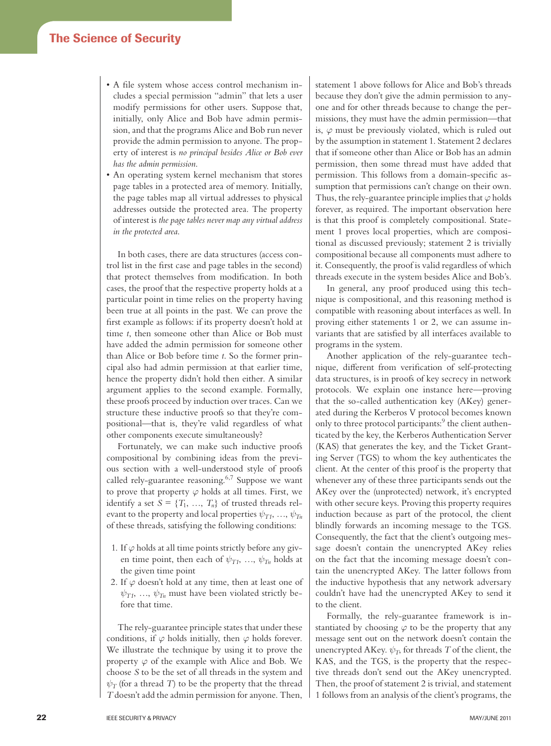- A file system whose access control mechanism includes a special permission "admin" that lets a user modify permissions for other users. Suppose that, initially, only Alice and Bob have admin permission, and that the programs Alice and Bob run never provide the admin permission to anyone. The property of interest is *no principal besides Alice or Bob ever has the admin permission.*
- An operating system kernel mechanism that stores page tables in a protected area of memory. Initially, the page tables map all virtual addresses to physical addresses outside the protected area. The property of interest is *the page tables never map any virtual address in the protected area.*

In both cases, there are data structures (access control list in the first case and page tables in the second) that protect themselves from modification. In both cases, the proof that the respective property holds at a particular point in time relies on the property having been true at all points in the past. We can prove the first example as follows: if its property doesn't hold at time *t*, then someone other than Alice or Bob must have added the admin permission for someone other than Alice or Bob before time *t*. So the former principal also had admin permission at that earlier time, hence the property didn't hold then either. A similar argument applies to the second example. Formally, these proofs proceed by induction over traces. Can we structure these inductive proofs so that they're compositional—that is, they're valid regardless of what other components execute simultaneously?

Fortunately, we can make such inductive proofs compositional by combining ideas from the previous section with a well-understood style of proofs called rely-guarantee reasoning.[6,7] Suppose we want to prove that property $\varphi$ holds at all times. First, we identify a set $S = \{T_1, \ldots, T_n\}$ of trusted threads relevant to the property and local properties $\psi_{T1}, \ldots, \psi_{Tn}$ of these threads, satisfying the following conditions:

1. If $\varphi$ holds at all time points strictly before any given time point, then each of $\psi_{T1}, \ldots, \psi_{Tn}$ holds at the given time point
2. If $\varphi$ doesn't hold at any time, then at least one of $\psi_{T1}, \ldots, \psi_{Tn}$ must have been violated strictly before that time.

The rely-guarantee principle states that under these conditions, if $\varphi$ holds initially, then $\varphi$ holds forever. We illustrate the technique by using it to prove the property $\varphi$ of the example with Alice and Bob. We choose $S$ to be the set of all threads in the system and $\psi_T$ (for a thread $T$) to be the property that the thread $T$ doesn't add the admin permission for anyone. Then, statement 1 above follows for Alice and Bob's threads because they don't give the admin permission to anyone and for other threads because to change the permissions, they must have the admin permission—that is, $\varphi$ must be previously violated, which is ruled out by the assumption in statement 1. Statement 2 declares that if someone other than Alice or Bob has an admin permission, then some thread must have added that permission. This follows from a domain-specific assumption that permissions can't change on their own. Thus, the rely-guarantee principle implies that $\varphi$ holds forever, as required. The important observation here is that this proof is completely compositional. Statement 1 proves local properties, which are compositional as discussed previously; statement 2 is trivially compositional because all components must adhere to it. Consequently, the proof is valid regardless of which threads execute in the system besides Alice and Bob's.

In general, any proof produced using this technique is compositional, and this reasoning method is compatible with reasoning about interfaces as well. In proving either statements 1 or 2, we can assume invariants that are satisfied by all interfaces available to programs in the system.

Another application of the rely-guarantee technique, different from verification of self-protecting data structures, is in proofs of key secrecy in network protocols. We explain one instance here—proving that the so-called authentication key (AKey) generated during the Kerberos V protocol becomes known only to three protocol participants:[9] the client authenticated by the key, the Kerberos Authentication Server (KAS) that generates the key, and the Ticket Granting Server (TGS) to whom the key authenticates the client. At the center of this proof is the property that whenever any of these three participants sends out the AKey over the (unprotected) network, it's encrypted with other secure keys. Proving this property requires induction because as part of the protocol, the client blindly forwards an incoming message to the TGS. Consequently, the fact that the client's outgoing message doesn't contain the unencrypted AKey relies on the fact that the incoming message doesn't contain the unencrypted AKey. The latter follows from the inductive hypothesis that any network adversary couldn't have had the unencrypted AKey to send it to the client.

Formally, the rely-guarantee framework is instantiated by choosing $\varphi$ to be the property that any message sent out on the network doesn't contain the unencrypted AKey. $\psi_T$, for threads $T$ of the client, the KAS, and the TGS, is the property that the respective threads don't send out the AKey unencrypted. Then, the proof of statement 2 is trivial, and statement 1 follows from an analysis of the client's programs, the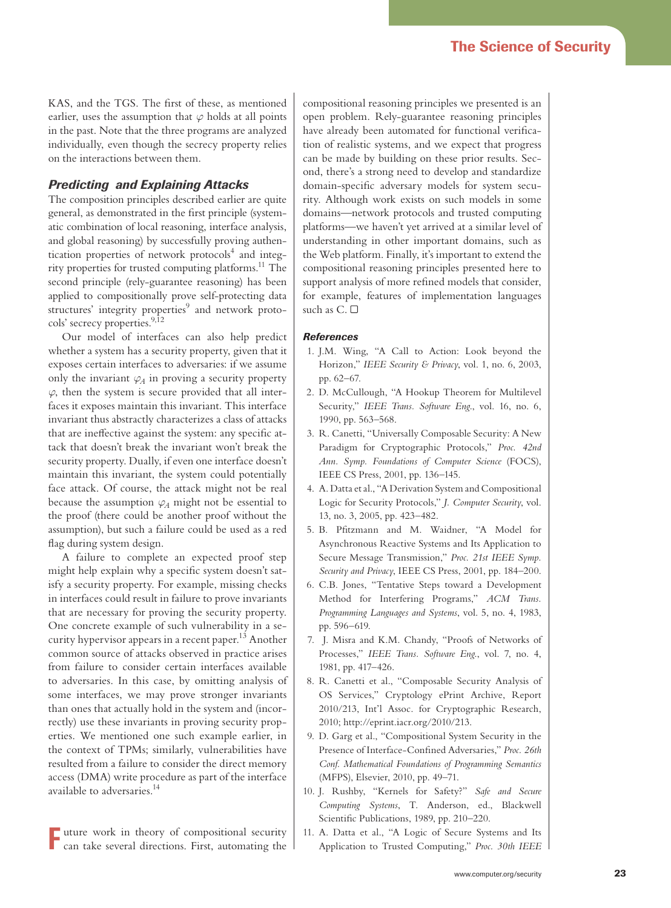KAS, and the TGS. The first of these, as mentioned earlier, uses the assumption that $\varphi$ holds at all points in the past. Note that the three programs are analyzed individually, even though the secrecy property relies on the interactions between them.

### Predicting and Explaining Attacks

The composition principles described earlier are quite general, as demonstrated in the first principle (systematic combination of local reasoning, interface analysis, and global reasoning) by successfully proving authentication properties of network protocols[4] and integrity properties for trusted computing platforms.[11] The second principle (rely-guarantee reasoning) has been applied to compositionally prove self-protecting data structures' integrity properties[9] and network protocols' secrecy properties.[9,12]

Our model of interfaces can also help predict whether a system has a security property, given that it exposes certain interfaces to adversaries: if we assume only the invariant $\varphi_A$ in proving a security property $\varphi$, then the system is secure provided that all interfaces it exposes maintain this invariant. This interface invariant thus abstractly characterizes a class of attacks that are ineffective against the system: any specific attack that doesn't break the invariant won't break the security property. Dually, if even one interface doesn't maintain this invariant, the system could potentially face attack. Of course, the attack might not be real because the assumption $\varphi_A$ might not be essential to the proof (there could be another proof without the assumption), but such a failure could be used as a red flag during system design.

A failure to complete an expected proof step might help explain why a specific system doesn't satisfy a security property. For example, missing checks in interfaces could result in failure to prove invariants that are necessary for proving the security property. One concrete example of such vulnerability in a security hypervisor appears in a recent paper.[13] Another common source of attacks observed in practice arises from failure to consider certain interfaces available to adversaries. In this case, by omitting analysis of some interfaces, we may prove stronger invariants than ones that actually hold in the system and (incorrectly) use these invariants in proving security properties. We mentioned one such example earlier, in the context of TPMs; similarly, vulnerabilities have resulted from a failure to consider the direct memory access (DMA) write procedure as part of the interface available to adversaries.[14]

Future work in theory of compositional security can take several directions. First, automating the compositional reasoning principles we presented is an open problem. Rely-guarantee reasoning principles have already been automated for functional verification of realistic systems, and we expect that progress can be made by building on these prior results. Second, there's a strong need to develop and standardize domain-specific adversary models for system security. Although work exists on such models in some domains—network protocols and trusted computing platforms—we haven't yet arrived at a similar level of understanding in other important domains, such as the Web platform. Finally, it's important to extend the compositional reasoning principles presented here to support analysis of more refined models that consider, for example, features of implementation languages such as C. ☐

### References

1. J.M. Wing, "A Call to Action: Look beyond the Horizon," *IEEE Security & Privacy*, vol. 1, no. 6, 2003, pp. 62–67.
2. D. McCullough, "A Hookup Theorem for Multilevel Security," *IEEE Trans. Software Eng.*, vol. 16, no. 6, 1990, pp. 563–568.
3. R. Canetti, "Universally Composable Security: A New Paradigm for Cryptographic Protocols," *Proc. 42nd Ann. Symp. Foundations of Computer Science* (FOCS), IEEE CS Press, 2001, pp. 136–145.
4. A. Datta et al., "A Derivation System and Compositional Logic for Security Protocols," *J. Computer Security*, vol. 13, no. 3, 2005, pp. 423–482.
5. B. Pfitzmann and M. Waidner, "A Model for Asynchronous Reactive Systems and Its Application to Secure Message Transmission," *Proc. 21st IEEE Symp. Security and Privacy*, IEEE CS Press, 2001, pp. 184–200.
6. C.B. Jones, "Tentative Steps toward a Development Method for Interfering Programs," *ACM Trans. Programming Languages and Systems*, vol. 5, no. 4, 1983, pp. 596–619.
7. J. Misra and K.M. Chandy, "Proofs of Networks of Processes," *IEEE Trans. Software Eng.*, vol. 7, no. 4, 1981, pp. 417–426.
8. R. Canetti et al., "Composable Security Analysis of OS Services," Cryptology ePrint Archive, Report 2010/213, Int'l Assoc. for Cryptographic Research, 2010; http://eprint.iacr.org/2010/213.
9. D. Garg et al., "Compositional System Security in the Presence of Interface-Confined Adversaries," *Proc. 26th Conf. Mathematical Foundations of Programming Semantics* (MFPS), Elsevier, 2010, pp. 49–71.
10. J. Rushby, "Kernels for Safety?" *Safe and Secure Computing Systems*, T. Anderson, ed., Blackwell Scientific Publications, 1989, pp. 210–220.
11. A. Datta et al., "A Logic of Secure Systems and Its Application to Trusted Computing," *Proc. 30th IEEE*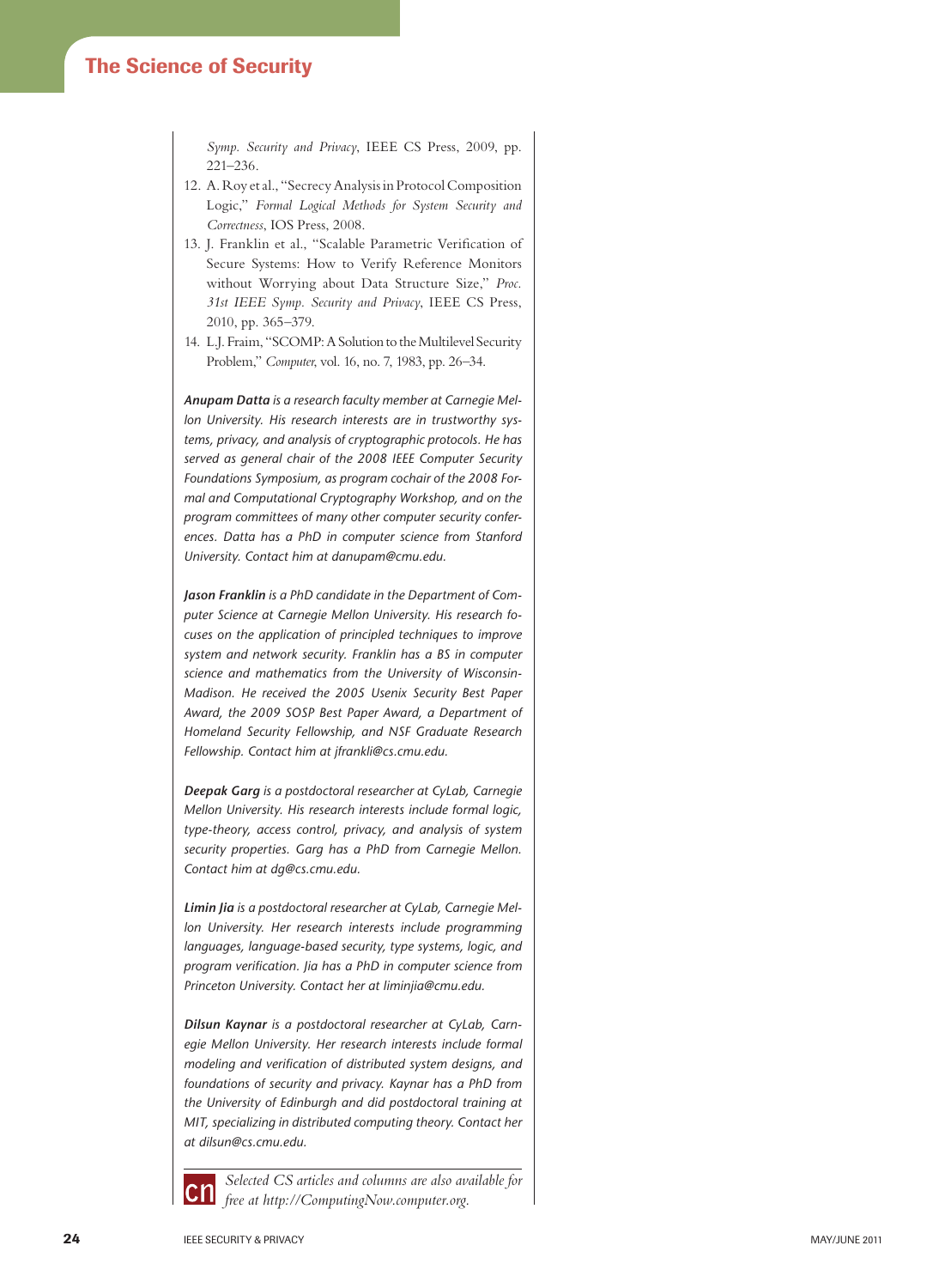Symp. Security and Privacy*, IEEE CS Press, 2009, pp. 221–236.

12. A. Roy et al., "Secrecy Analysis in Protocol Composition Logic," *Formal Logical Methods for System Security and Correctness*, IOS Press, 2008.
13. J. Franklin et al., "Scalable Parametric Verification of Secure Systems: How to Verify Reference Monitors without Worrying about Data Structure Size," *Proc. 31st IEEE Symp. Security and Privacy*, IEEE CS Press, 2010, pp. 365–379.
14. L.J. Fraim, "SCOMP: A Solution to the Multilevel Security Problem," *Computer*, vol. 16, no. 7, 1983, pp. 26–34.

***Anupam Datta** is a research faculty member at Carnegie Mellon University. His research interests are in trustworthy systems, privacy, and analysis of cryptographic protocols. He has served as general chair of the 2008 IEEE Computer Security Foundations Symposium, as program cochair of the 2008 Formal and Computational Cryptography Workshop, and on the program committees of many other computer security conferences. Datta has a PhD in computer science from Stanford University. Contact him at danupam@cmu.edu.*

***Jason Franklin** is a PhD candidate in the Department of Computer Science at Carnegie Mellon University. His research focuses on the application of principled techniques to improve system and network security. Franklin has a BS in computer science and mathematics from the University of Wisconsin-Madison. He received the 2005 Usenix Security Best Paper Award, the 2009 SOSP Best Paper Award, a Department of Homeland Security Fellowship, and NSF Graduate Research Fellowship. Contact him at jfrankli@cs.cmu.edu.*

***Deepak Garg** is a postdoctoral researcher at CyLab, Carnegie Mellon University. His research interests include formal logic, type-theory, access control, privacy, and analysis of system security properties. Garg has a PhD from Carnegie Mellon. Contact him at dg@cs.cmu.edu.*

***Limin Jia** is a postdoctoral researcher at CyLab, Carnegie Mellon University. Her research interests include programming languages, language-based security, type systems, logic, and program verification. Jia has a PhD in computer science from Princeton University. Contact her at liminjia@cmu.edu.*

***Dilsun Kaynar** is a postdoctoral researcher at CyLab, Carnegie Mellon University. Her research interests include formal modeling and verification of distributed system designs, and foundations of security and privacy. Kaynar has a PhD from the University of Edinburgh and did postdoctoral training at MIT, specializing in distributed computing theory. Contact her at dilsun@cs.cmu.edu.*

*Selected CS articles and columns are also available for free at http://ComputingNow.computer.org.*